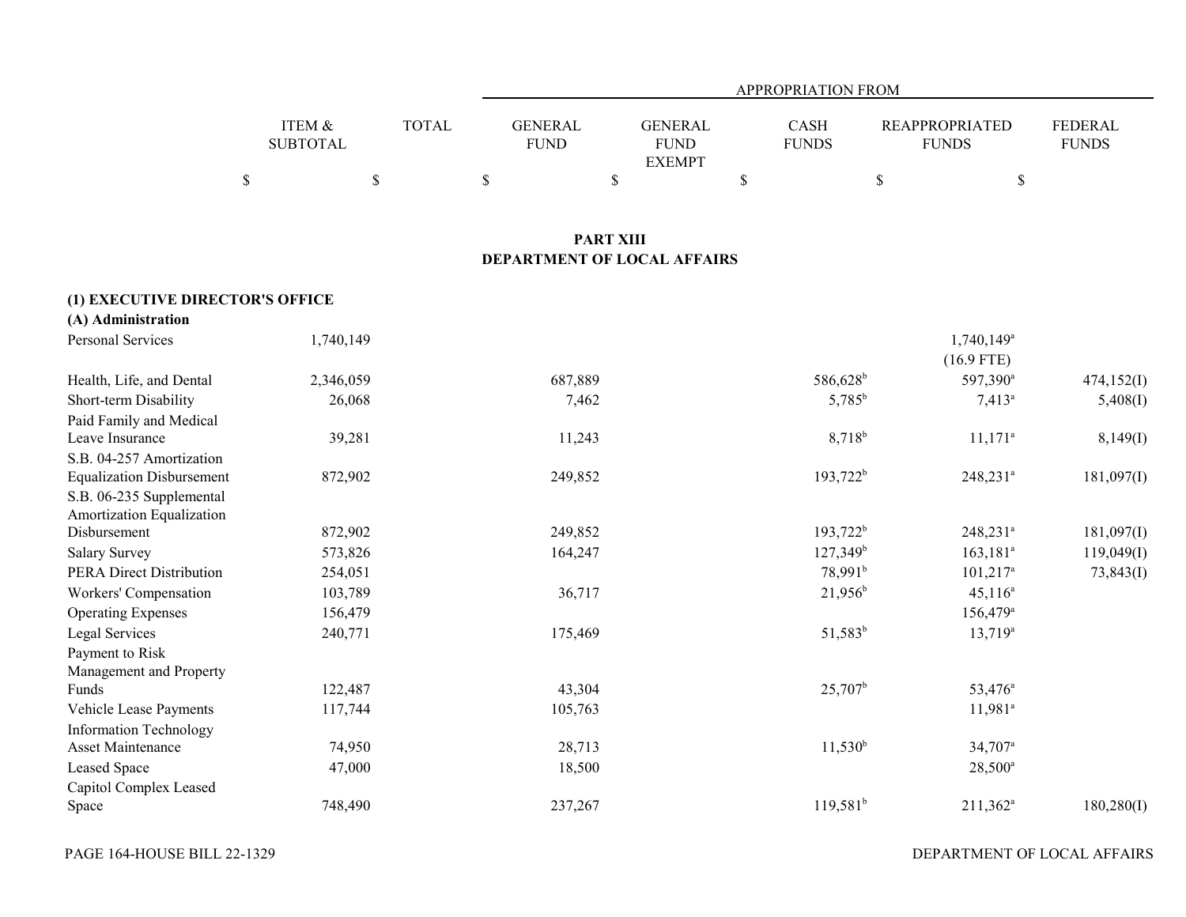| | ITEM & SUBTOTAL | TOTAL | APPROPRIATION FROM GENERAL FUND | GENERAL FUND EXEMPT | CASH FUNDS | REAPPROPRIATED FUNDS | FEDERAL FUNDS |
|---|---|---|---|---|---|---|---|
| | $ | $ | $ | $ | $ | $ | $ |

## PART XIII
## DEPARTMENT OF LOCAL AFFAIRS

**(1) EXECUTIVE DIRECTOR'S OFFICE**

**(A) Administration**

| | ITEM & SUBTOTAL | TOTAL | GENERAL FUND | GENERAL FUND EXEMPT | CASH FUNDS | REAPPROPRIATED FUNDS | FEDERAL FUNDS |
|---|---|---|---|---|---|---|---|
| Personal Services | 1,740,149 | | | | | 1,740,149[a] (16.9 FTE) | |
| Health, Life, and Dental | 2,346,059 | | 687,889 | | 586,628[b] | 597,390[a] | 474,152(I) |
| Short-term Disability | 26,068 | | 7,462 | | 5,785[b] | 7,413[a] | 5,408(I) |
| Paid Family and Medical Leave Insurance | 39,281 | | 11,243 | | 8,718[b] | 11,171[a] | 8,149(I) |
| S.B. 04-257 Amortization Equalization Disbursement | 872,902 | | 249,852 | | 193,722[b] | 248,231[a] | 181,097(I) |
| S.B. 06-235 Supplemental Amortization Equalization Disbursement | 872,902 | | 249,852 | | 193,722[b] | 248,231[a] | 181,097(I) |
| Salary Survey | 573,826 | | 164,247 | | 127,349[b] | 163,181[a] | 119,049(I) |
| PERA Direct Distribution | 254,051 | | | | 78,991[b] | 101,217[a] | 73,843(I) |
| Workers' Compensation | 103,789 | | 36,717 | | 21,956[b] | 45,116[a] | |
| Operating Expenses | 156,479 | | | | | 156,479[a] | |
| Legal Services | 240,771 | | 175,469 | | 51,583[b] | 13,719[a] | |
| Payment to Risk Management and Property Funds | 122,487 | | 43,304 | | 25,707[b] | 53,476[a] | |
| Vehicle Lease Payments | 117,744 | | 105,763 | | | 11,981[a] | |
| Information Technology Asset Maintenance | 74,950 | | 28,713 | | 11,530[b] | 34,707[a] | |
| Leased Space | 47,000 | | 18,500 | | | 28,500[a] | |
| Capitol Complex Leased Space | 748,490 | | 237,267 | | 119,581[b] | 211,362[a] | 180,280(I) |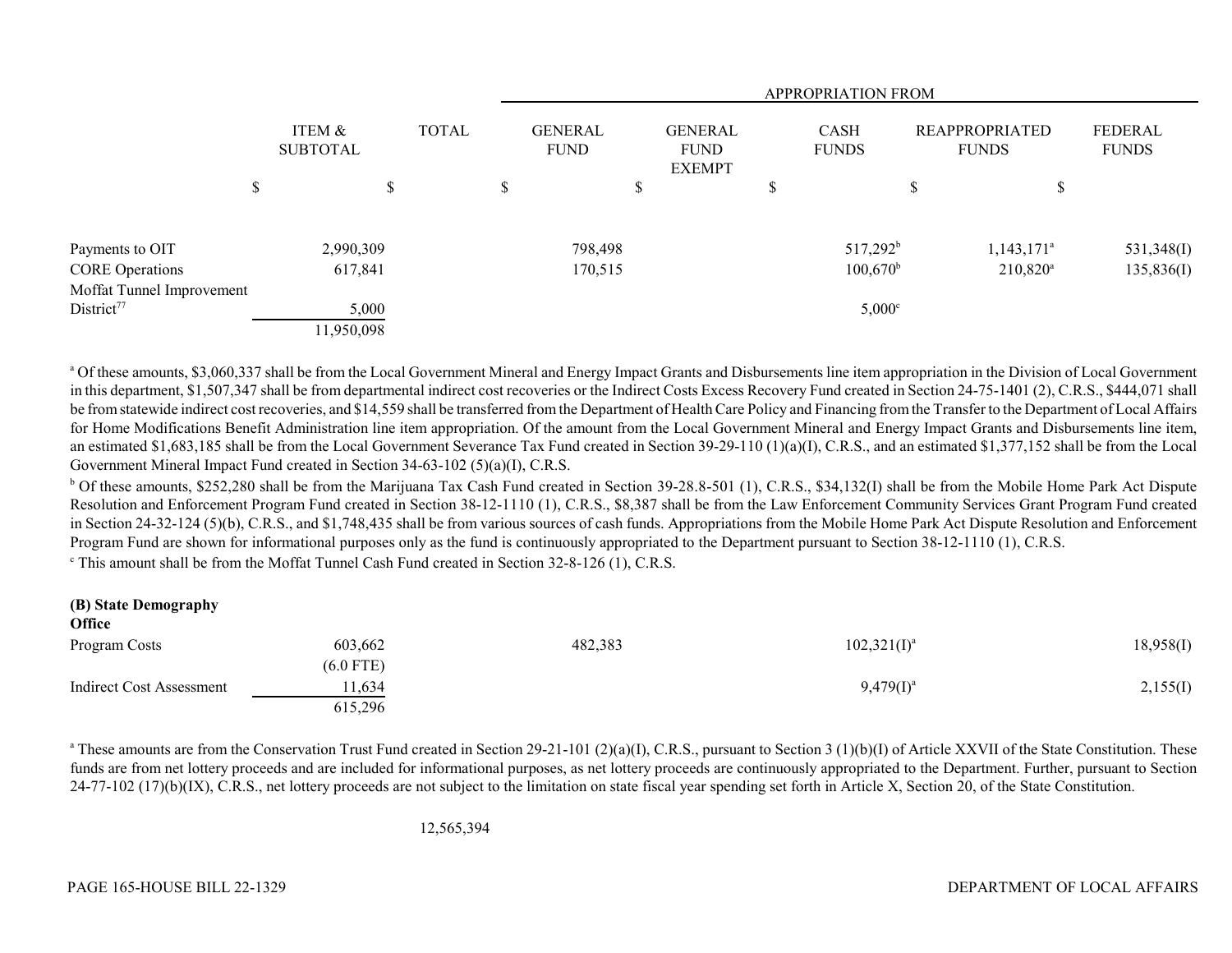| | ITEM & SUBTOTAL | TOTAL | APPROPRIATION FROM GENERAL FUND | GENERAL FUND EXEMPT | CASH FUNDS | REAPPROPRIATED FUNDS | FEDERAL FUNDS |
|---|---|---|---|---|---|---|---|
| | $ | $ | $ | $ | $ | $ | $ |
| Payments to OIT | 2,990,309 | | 798,498 | | 517,292[b] | 1,143,171[a] | 531,348(I) |
| CORE Operations | 617,841 | | 170,515 | | 100,670[b] | 210,820[a] | 135,836(I) |
| Moffat Tunnel Improvement District[77] | 5,000 | | | | 5,000[c] | | |
| | 11,950,098 | | | | | | |

[a] Of these amounts, $3,060,337 shall be from the Local Government Mineral and Energy Impact Grants and Disbursements line item appropriation in the Division of Local Government in this department, $1,507,347 shall be from departmental indirect cost recoveries or the Indirect Costs Excess Recovery Fund created in Section 24-75-1401 (2), C.R.S., $444,071 shall be from statewide indirect cost recoveries, and $14,559 shall be transferred from the Department of Health Care Policy and Financing from the Transfer to the Department of Local Affairs for Home Modifications Benefit Administration line item appropriation. Of the amount from the Local Government Mineral and Energy Impact Grants and Disbursements line item, an estimated $1,683,185 shall be from the Local Government Severance Tax Fund created in Section 39-29-110 (1)(a)(I), C.R.S., and an estimated $1,377,152 shall be from the Local Government Mineral Impact Fund created in Section 34-63-102 (5)(a)(I), C.R.S.

[b] Of these amounts, $252,280 shall be from the Marijuana Tax Cash Fund created in Section 39-28.8-501 (1), C.R.S., $34,132(I) shall be from the Mobile Home Park Act Dispute Resolution and Enforcement Program Fund created in Section 38-12-1110 (1), C.R.S., $8,387 shall be from the Law Enforcement Community Services Grant Program Fund created in Section 24-32-124 (5)(b), C.R.S., and $1,748,435 shall be from various sources of cash funds. Appropriations from the Mobile Home Park Act Dispute Resolution and Enforcement Program Fund are shown for informational purposes only as the fund is continuously appropriated to the Department pursuant to Section 38-12-1110 (1), C.R.S.

[c] This amount shall be from the Moffat Tunnel Cash Fund created in Section 32-8-126 (1), C.R.S.

**(B) State Demography Office**

| | ITEM & SUBTOTAL | TOTAL | GENERAL FUND | GENERAL FUND EXEMPT | CASH FUNDS | REAPPROPRIATED FUNDS | FEDERAL FUNDS |
|---|---|---|---|---|---|---|---|
| Program Costs | 603,662 (6.0 FTE) | | 482,383 | | 102,321(I)[a] | | 18,958(I) |
| Indirect Cost Assessment | 11,634 | | | | 9,479(I)[a] | | 2,155(I) |
| | 615,296 | | | | | | |

[a] These amounts are from the Conservation Trust Fund created in Section 29-21-101 (2)(a)(I), C.R.S., pursuant to Section 3 (1)(b)(I) of Article XXVII of the State Constitution. These funds are from net lottery proceeds and are included for informational purposes, as net lottery proceeds are continuously appropriated to the Department. Further, pursuant to Section 24-77-102 (17)(b)(IX), C.R.S., net lottery proceeds are not subject to the limitation on state fiscal year spending set forth in Article X, Section 20, of the State Constitution.

| | ITEM & SUBTOTAL | TOTAL | GENERAL FUND | GENERAL FUND EXEMPT | CASH FUNDS | REAPPROPRIATED FUNDS | FEDERAL FUNDS |
|---|---|---|---|---|---|---|---|
| | | 12,565,394 | | | | | |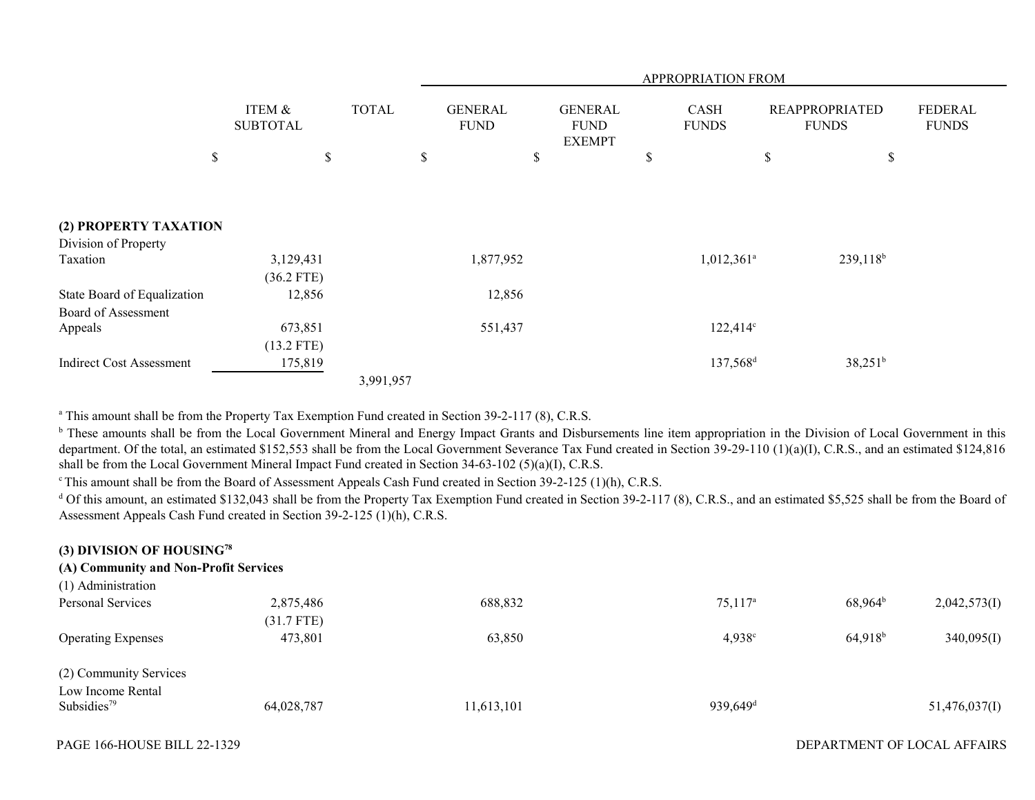| | ITEM & SUBTOTAL | TOTAL | APPROPRIATION FROM GENERAL FUND | GENERAL FUND EXEMPT | CASH FUNDS | REAPPROPRIATED FUNDS | FEDERAL FUNDS |
|---|---|---|---|---|---|---|---|
| | $ | $ | $ | $ | $ | $ | $ |
| **(2) PROPERTY TAXATION** | | | | | | | |
| Division of Property Taxation | 3,129,431 | | 1,877,952 | | 1,012,361[a] | 239,118[b] | |
| | (36.2 FTE) | | | | | | |
| State Board of Equalization | 12,856 | | 12,856 | | | | |
| Board of Assessment Appeals | 673,851 | | 551,437 | | 122,414[c] | | |
| | (13.2 FTE) | | | | | | |
| Indirect Cost Assessment | 175,819 | | | | 137,568[d] | 38,251[b] | |
| | | 3,991,957 | | | | | |

[a] This amount shall be from the Property Tax Exemption Fund created in Section 39-2-117 (8), C.R.S.

[b] These amounts shall be from the Local Government Mineral and Energy Impact Grants and Disbursements line item appropriation in the Division of Local Government in this department. Of the total, an estimated $152,553 shall be from the Local Government Severance Tax Fund created in Section 39-29-110 (1)(a)(I), C.R.S., and an estimated $124,816 shall be from the Local Government Mineral Impact Fund created in Section 34-63-102 (5)(a)(I), C.R.S.

[c] This amount shall be from the Board of Assessment Appeals Cash Fund created in Section 39-2-125 (1)(h), C.R.S.

[d] Of this amount, an estimated $132,043 shall be from the Property Tax Exemption Fund created in Section 39-2-117 (8), C.R.S., and an estimated $5,525 shall be from the Board of Assessment Appeals Cash Fund created in Section 39-2-125 (1)(h), C.R.S.

| | ITEM & SUBTOTAL | TOTAL | GENERAL FUND | GENERAL FUND EXEMPT | CASH FUNDS | REAPPROPRIATED FUNDS | FEDERAL FUNDS |
|---|---|---|---|---|---|---|---|
| **(3) DIVISION OF HOUSING[78]** | | | | | | | |
| **(A) Community and Non-Profit Services** | | | | | | | |
| (1) Administration | | | | | | | |
| Personal Services | 2,875,486 | | 688,832 | | 75,117[a] | 68,964[b] | 2,042,573(I) |
| | (31.7 FTE) | | | | | | |
| Operating Expenses | 473,801 | | 63,850 | | 4,938[c] | 64,918[b] | 340,095(I) |
| (2) Community Services | | | | | | | |
| Low Income Rental Subsidies[79] | 64,028,787 | | 11,613,101 | | 939,649[d] | | 51,476,037(I) |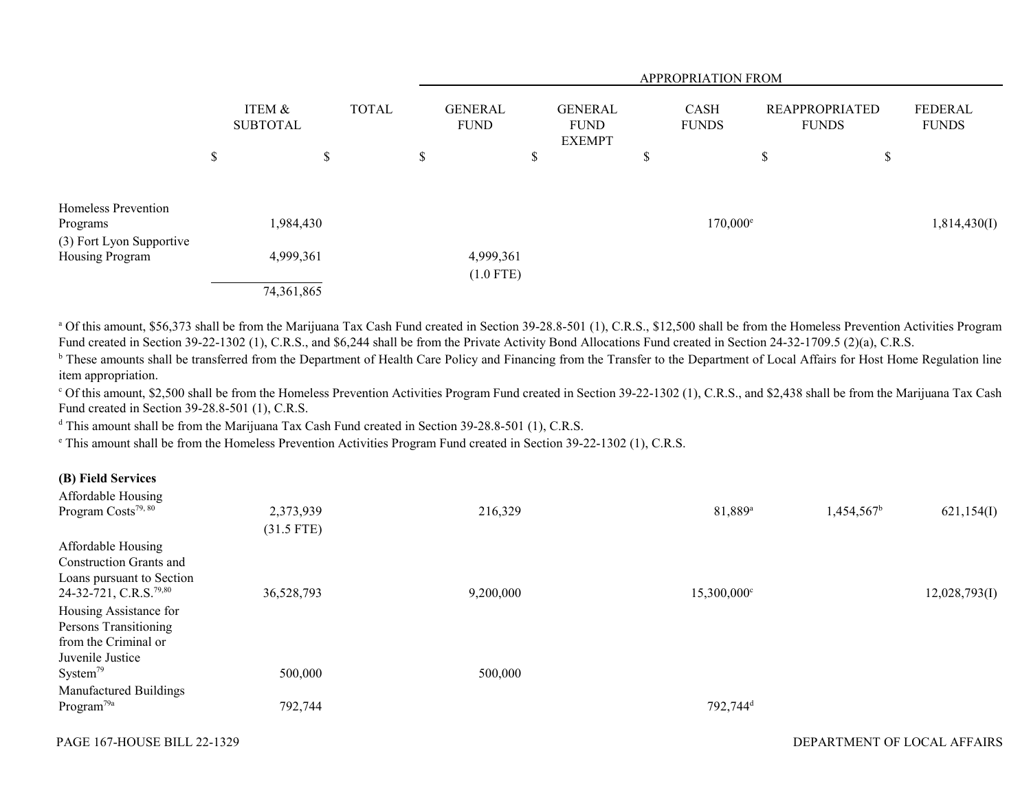| | ITEM & SUBTOTAL | TOTAL | APPROPRIATION FROM GENERAL FUND | GENERAL FUND EXEMPT | CASH FUNDS | REAPPROPRIATED FUNDS | FEDERAL FUNDS |
|---|---|---|---|---|---|---|---|
| | $ | $ | $ | $ | $ | $ | $ |
| Homeless Prevention Programs | 1,984,430 | | | | 170,000[e] | | 1,814,430(I) |
| (3) Fort Lyon Supportive Housing Program | 4,999,361 | | 4,999,361 (1.0 FTE) | | | | |
| | 74,361,865 | | | | | | |

[a] Of this amount, $56,373 shall be from the Marijuana Tax Cash Fund created in Section 39-28.8-501 (1), C.R.S., $12,500 shall be from the Homeless Prevention Activities Program Fund created in Section 39-22-1302 (1), C.R.S., and $6,244 shall be from the Private Activity Bond Allocations Fund created in Section 24-32-1709.5 (2)(a), C.R.S.

[b] These amounts shall be transferred from the Department of Health Care Policy and Financing from the Transfer to the Department of Local Affairs for Host Home Regulation line item appropriation.

[c] Of this amount, $2,500 shall be from the Homeless Prevention Activities Program Fund created in Section 39-22-1302 (1), C.R.S., and $2,438 shall be from the Marijuana Tax Cash Fund created in Section 39-28.8-501 (1), C.R.S.

[d] This amount shall be from the Marijuana Tax Cash Fund created in Section 39-28.8-501 (1), C.R.S.

[e] This amount shall be from the Homeless Prevention Activities Program Fund created in Section 39-22-1302 (1), C.R.S.

**(B) Field Services**

| | ITEM & SUBTOTAL | TOTAL | GENERAL FUND | GENERAL FUND EXEMPT | CASH FUNDS | REAPPROPRIATED FUNDS | FEDERAL FUNDS |
|---|---|---|---|---|---|---|---|
| Affordable Housing Program Costs[79, 80] | 2,373,939 (31.5 FTE) | | 216,329 | | 81,889[a] | 1,454,567[b] | 621,154(I) |
| Affordable Housing Construction Grants and Loans pursuant to Section 24-32-721, C.R.S.[79,80] | 36,528,793 | | 9,200,000 | | 15,300,000[c] | | 12,028,793(I) |
| Housing Assistance for Persons Transitioning from the Criminal or Juvenile Justice System[79] | 500,000 | | 500,000 | | | | |
| Manufactured Buildings Program[79a] | 792,744 | | | | 792,744[d] | | |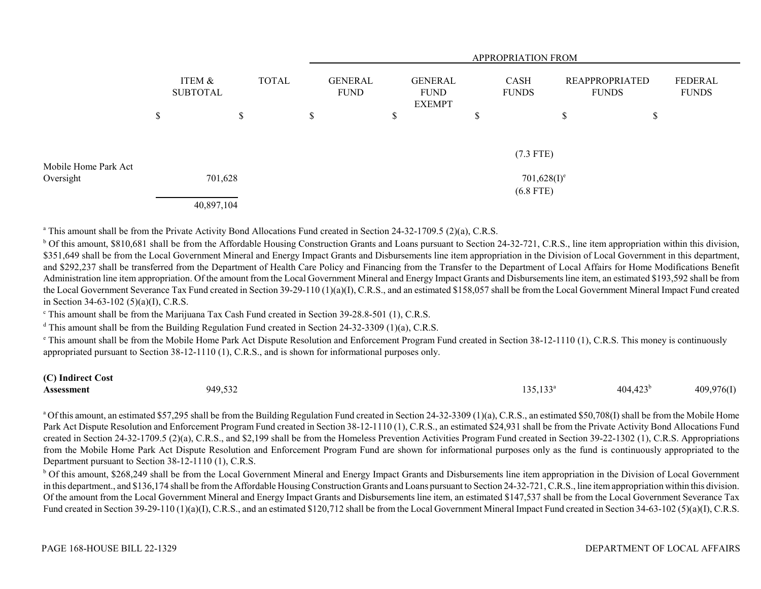| | ITEM & SUBTOTAL | TOTAL | GENERAL FUND | GENERAL FUND EXEMPT | CASH FUNDS | REAPPROPRIATED FUNDS | FEDERAL FUNDS |
|---|---|---|---|---|---|---|---|
| | | | APPROPRIATION FROM | | | | |
| | $ | $ | $ | $ | $ | $ | $ |
| | | | | | (7.3 FTE) | | |
| Mobile Home Park Act Oversight | 701,628 | | | | 701,628(I)[e] (6.8 FTE) | | |
| | 40,897,104 | | | | | | |

[a] This amount shall be from the Private Activity Bond Allocations Fund created in Section 24-32-1709.5 (2)(a), C.R.S.

[b] Of this amount, $810,681 shall be from the Affordable Housing Construction Grants and Loans pursuant to Section 24-32-721, C.R.S., line item appropriation within this division, $351,649 shall be from the Local Government Mineral and Energy Impact Grants and Disbursements line item appropriation in the Division of Local Government in this department, and $292,237 shall be transferred from the Department of Health Care Policy and Financing from the Transfer to the Department of Local Affairs for Home Modifications Benefit Administration line item appropriation. Of the amount from the Local Government Mineral and Energy Impact Grants and Disbursements line item, an estimated $193,592 shall be from the Local Government Severance Tax Fund created in Section 39-29-110 (1)(a)(I), C.R.S., and an estimated $158,057 shall be from the Local Government Mineral Impact Fund created in Section 34-63-102 (5)(a)(I), C.R.S.

[c] This amount shall be from the Marijuana Tax Cash Fund created in Section 39-28.8-501 (1), C.R.S.

[d] This amount shall be from the Building Regulation Fund created in Section 24-32-3309 (1)(a), C.R.S.

[e] This amount shall be from the Mobile Home Park Act Dispute Resolution and Enforcement Program Fund created in Section 38-12-1110 (1), C.R.S. This money is continuously appropriated pursuant to Section 38-12-1110 (1), C.R.S., and is shown for informational purposes only.

| | ITEM & SUBTOTAL | TOTAL | GENERAL FUND | GENERAL FUND EXEMPT | CASH FUNDS | REAPPROPRIATED FUNDS | FEDERAL FUNDS |
|---|---|---|---|---|---|---|---|
| **(C) Indirect Cost Assessment** | | 949,532 | | | 135,133[a] | 404,423[b] | 409,976(I) |

[a] Of this amount, an estimated $57,295 shall be from the Building Regulation Fund created in Section 24-32-3309 (1)(a), C.R.S., an estimated $50,708(I) shall be from the Mobile Home Park Act Dispute Resolution and Enforcement Program Fund created in Section 38-12-1110 (1), C.R.S., an estimated $24,931 shall be from the Private Activity Bond Allocations Fund created in Section 24-32-1709.5 (2)(a), C.R.S., and $2,199 shall be from the Homeless Prevention Activities Program Fund created in Section 39-22-1302 (1), C.R.S. Appropriations from the Mobile Home Park Act Dispute Resolution and Enforcement Program Fund are shown for informational purposes only as the fund is continuously appropriated to the Department pursuant to Section 38-12-1110 (1), C.R.S.

[b] Of this amount, $268,249 shall be from the Local Government Mineral and Energy Impact Grants and Disbursements line item appropriation in the Division of Local Government in this department., and $136,174 shall be from the Affordable Housing Construction Grants and Loans pursuant to Section 24-32-721, C.R.S., line item appropriation within this division. Of the amount from the Local Government Mineral and Energy Impact Grants and Disbursements line item, an estimated $147,537 shall be from the Local Government Severance Tax Fund created in Section 39-29-110 (1)(a)(I), C.R.S., and an estimated $120,712 shall be from the Local Government Mineral Impact Fund created in Section 34-63-102 (5)(a)(I), C.R.S.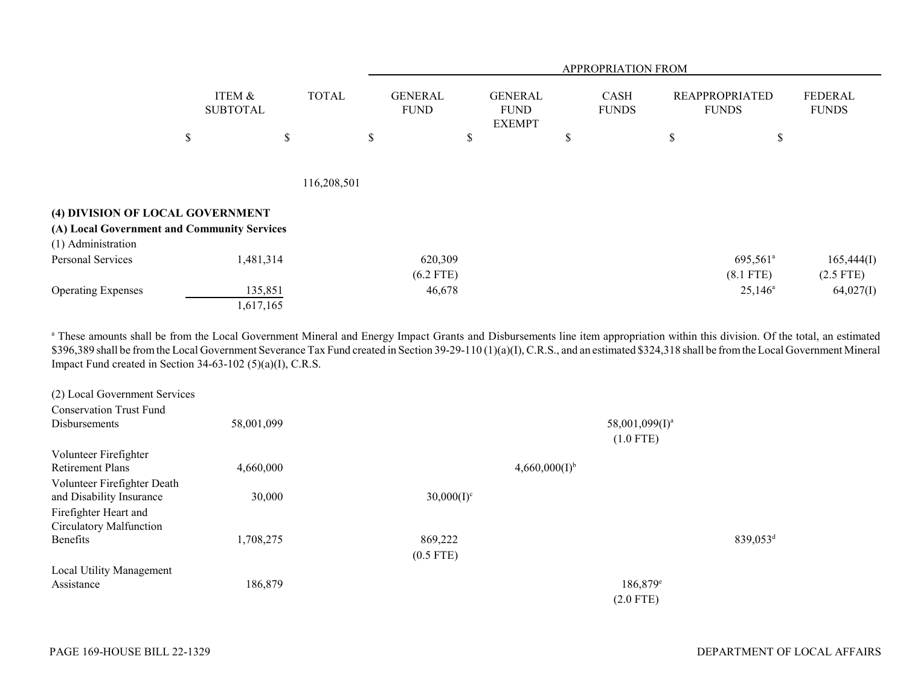| | ITEM & SUBTOTAL | TOTAL | GENERAL FUND | GENERAL FUND EXEMPT | CASH FUNDS | REAPPROPRIATED FUNDS | FEDERAL FUNDS |
|---|---|---|---|---|---|---|---|
| | | | APPROPRIATION FROM | | | | |
| | $ | $ | $ | $ | $ | $ | $ |
| | | 116,208,501 | | | | | |

**(4) DIVISION OF LOCAL GOVERNMENT**

**(A) Local Government and Community Services**

(1) Administration

| | ITEM & SUBTOTAL | TOTAL | GENERAL FUND | GENERAL FUND EXEMPT | CASH FUNDS | REAPPROPRIATED FUNDS | FEDERAL FUNDS |
|---|---|---|---|---|---|---|---|
| Personal Services | 1,481,314 | | 620,309 (6.2 FTE) | | | 695,561[a] (8.1 FTE) | 165,444(I) (2.5 FTE) |
| Operating Expenses | 135,851 | | 46,678 | | | 25,146[a] | 64,027(I) |
| | 1,617,165 | | | | | | |

[a] These amounts shall be from the Local Government Mineral and Energy Impact Grants and Disbursements line item appropriation within this division. Of the total, an estimated $396,389 shall be from the Local Government Severance Tax Fund created in Section 39-29-110 (1)(a)(I), C.R.S., and an estimated $324,318 shall be from the Local Government Mineral Impact Fund created in Section 34-63-102 (5)(a)(I), C.R.S.

(2) Local Government Services

| | ITEM & SUBTOTAL | TOTAL | GENERAL FUND | GENERAL FUND EXEMPT | CASH FUNDS | REAPPROPRIATED FUNDS | FEDERAL FUNDS |
|---|---|---|---|---|---|---|---|
| Conservation Trust Fund Disbursements | 58,001,099 | | | | 58,001,099(I)[a] (1.0 FTE) | | |
| Volunteer Firefighter Retirement Plans | 4,660,000 | | | 4,660,000(I)[b] | | | |
| Volunteer Firefighter Death and Disability Insurance | 30,000 | | 30,000(I)[c] | | | | |
| Firefighter Heart and Circulatory Malfunction Benefits | 1,708,275 | | 869,222 (0.5 FTE) | | | 839,053[d] | |
| Local Utility Management Assistance | 186,879 | | | | 186,879[e] (2.0 FTE) | | |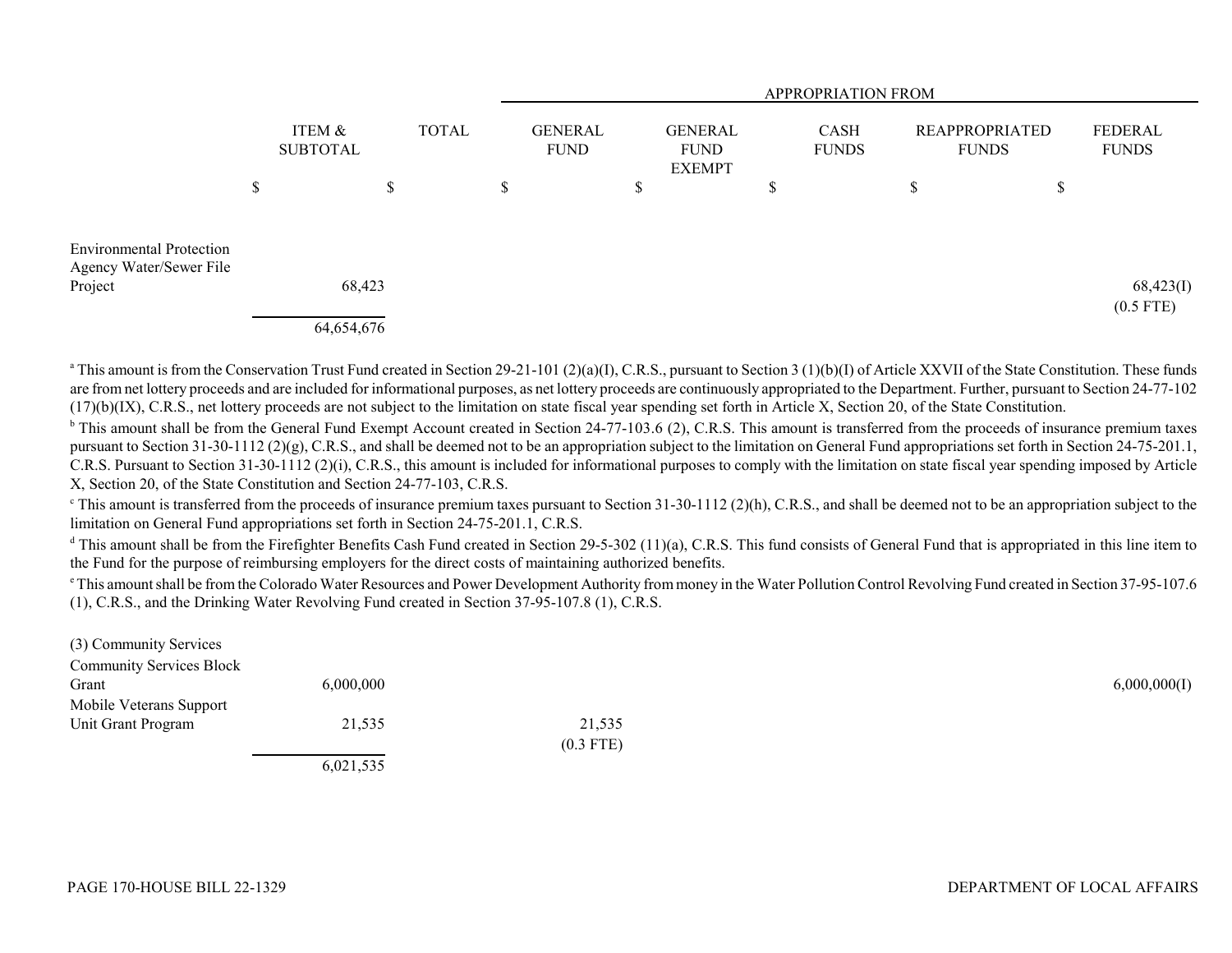| | ITEM & SUBTOTAL | TOTAL | APPROPRIATION FROM | | | | |
|---|---|---|---|---|---|---|---|
| | | | GENERAL FUND | GENERAL FUND EXEMPT | CASH FUNDS | REAPPROPRIATED FUNDS | FEDERAL FUNDS |
| | $ | $ | $ | $ | $ | $ | $ |
| Environmental Protection Agency Water/Sewer File Project | 68,423 | | | | | | 68,423(I) (0.5 FTE) |
| | 64,654,676 | | | | | | |

[a] This amount is from the Conservation Trust Fund created in Section 29-21-101 (2)(a)(I), C.R.S., pursuant to Section 3 (1)(b)(I) of Article XXVII of the State Constitution. These funds are from net lottery proceeds and are included for informational purposes, as net lottery proceeds are continuously appropriated to the Department. Further, pursuant to Section 24-77-102 (17)(b)(IX), C.R.S., net lottery proceeds are not subject to the limitation on state fiscal year spending set forth in Article X, Section 20, of the State Constitution.

[b] This amount shall be from the General Fund Exempt Account created in Section 24-77-103.6 (2), C.R.S. This amount is transferred from the proceeds of insurance premium taxes pursuant to Section 31-30-1112 (2)(g), C.R.S., and shall be deemed not to be an appropriation subject to the limitation on General Fund appropriations set forth in Section 24-75-201.1, C.R.S. Pursuant to Section 31-30-1112 (2)(i), C.R.S., this amount is included for informational purposes to comply with the limitation on state fiscal year spending imposed by Article X, Section 20, of the State Constitution and Section 24-77-103, C.R.S.

[c] This amount is transferred from the proceeds of insurance premium taxes pursuant to Section 31-30-1112 (2)(h), C.R.S., and shall be deemed not to be an appropriation subject to the limitation on General Fund appropriations set forth in Section 24-75-201.1, C.R.S.

[d] This amount shall be from the Firefighter Benefits Cash Fund created in Section 29-5-302 (11)(a), C.R.S. This fund consists of General Fund that is appropriated in this line item to the Fund for the purpose of reimbursing employers for the direct costs of maintaining authorized benefits.

[e] This amount shall be from the Colorado Water Resources and Power Development Authority from money in the Water Pollution Control Revolving Fund created in Section 37-95-107.6 (1), C.R.S., and the Drinking Water Revolving Fund created in Section 37-95-107.8 (1), C.R.S.

| | ITEM & SUBTOTAL | TOTAL | GENERAL FUND | GENERAL FUND EXEMPT | CASH FUNDS | REAPPROPRIATED FUNDS | FEDERAL FUNDS |
|---|---|---|---|---|---|---|---|
| (3) Community Services | | | | | | | |
| Community Services Block Grant | 6,000,000 | | | | | | 6,000,000(I) |
| Mobile Veterans Support Unit Grant Program | 21,535 | | 21,535 (0.3 FTE) | | | | |
| | 6,021,535 | | | | | | |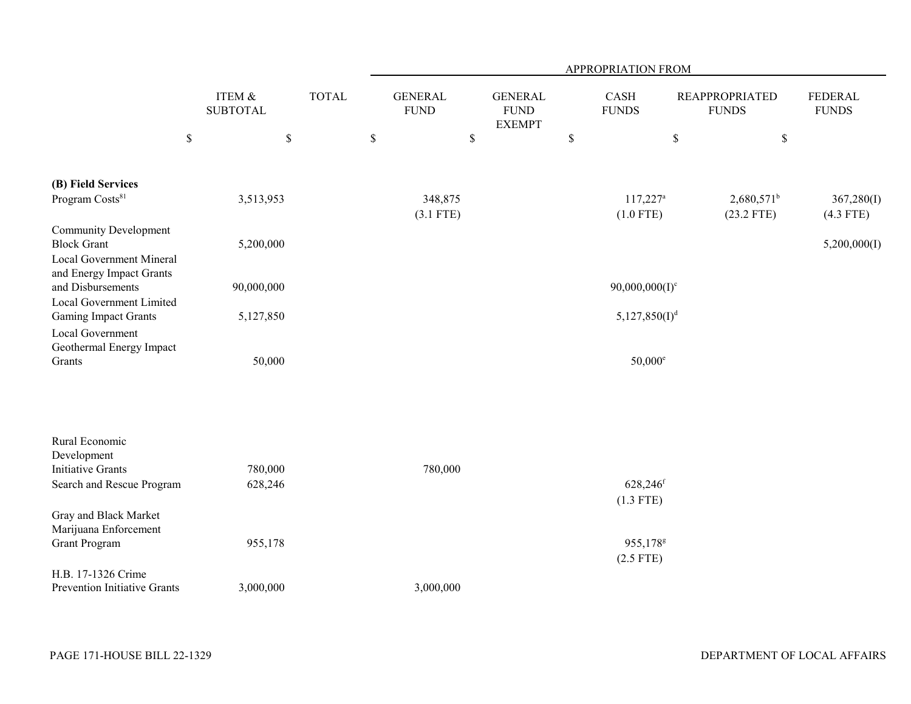| | ITEM & SUBTOTAL | TOTAL | APPROPRIATION FROM | | | | |
|---|---|---|---|---|---|---|---|
| | | | GENERAL FUND | GENERAL FUND EXEMPT | CASH FUNDS | REAPPROPRIATED FUNDS | FEDERAL FUNDS |
| | $ | $ | $ | $ | $ | $ | $ |
| **(B) Field Services** | | | | | | | |
| Program Costs[81] | 3,513,953 | | 348,875 (3.1 FTE) | | 117,227[a] (1.0 FTE) | 2,680,571[b] (23.2 FTE) | 367,280(I) (4.3 FTE) |
| Community Development Block Grant | 5,200,000 | | | | | | 5,200,000(I) |
| Local Government Mineral and Energy Impact Grants and Disbursements | 90,000,000 | | | | 90,000,000(I)[c] | | |
| Local Government Limited Gaming Impact Grants | 5,127,850 | | | | 5,127,850(I)[d] | | |
| Local Government Geothermal Energy Impact Grants | 50,000 | | | | 50,000[e] | | |
| Rural Economic Development Initiative Grants | 780,000 | | 780,000 | | | | |
| Search and Rescue Program | 628,246 | | | | 628,246[f] (1.3 FTE) | | |
| Gray and Black Market Marijuana Enforcement Grant Program | 955,178 | | | | 955,178[g] (2.5 FTE) | | |
| H.B. 17-1326 Crime Prevention Initiative Grants | 3,000,000 | | 3,000,000 | | | | |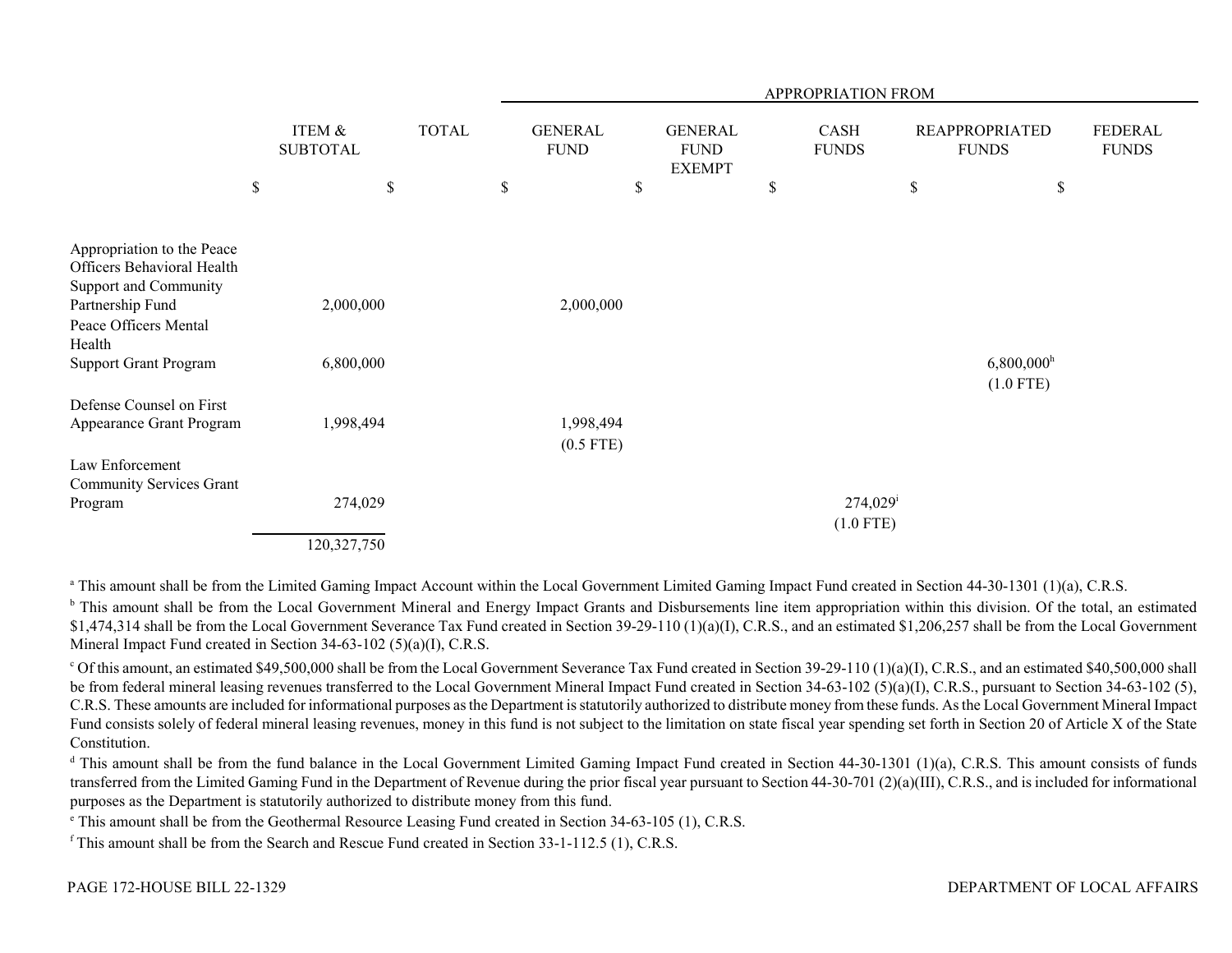| | ITEM & SUBTOTAL | TOTAL | APPROPRIATION FROM | | | | |
|---|---|---|---|---|---|---|---|
| | | | GENERAL FUND | GENERAL FUND EXEMPT | CASH FUNDS | REAPPROPRIATED FUNDS | FEDERAL FUNDS |
| | $ | $ | $ | $ | $ | $ | $ |
| Appropriation to the Peace Officers Behavioral Health Support and Community Partnership Fund | 2,000,000 | | 2,000,000 | | | | |
| Peace Officers Mental Health Support Grant Program | 6,800,000 | | | | | 6,800,000[h] (1.0 FTE) | |
| Defense Counsel on First Appearance Grant Program | 1,998,494 | | 1,998,494 (0.5 FTE) | | | | |
| Law Enforcement Community Services Grant Program | 274,029 | | | | 274,029[i] (1.0 FTE) | | |
| | 120,327,750 | | | | | | |

[a] This amount shall be from the Limited Gaming Impact Account within the Local Government Limited Gaming Impact Fund created in Section 44-30-1301 (1)(a), C.R.S.

[b] This amount shall be from the Local Government Mineral and Energy Impact Grants and Disbursements line item appropriation within this division. Of the total, an estimated $1,474,314 shall be from the Local Government Severance Tax Fund created in Section 39-29-110 (1)(a)(I), C.R.S., and an estimated $1,206,257 shall be from the Local Government Mineral Impact Fund created in Section 34-63-102 (5)(a)(I), C.R.S.

[c] Of this amount, an estimated $49,500,000 shall be from the Local Government Severance Tax Fund created in Section 39-29-110 (1)(a)(I), C.R.S., and an estimated $40,500,000 shall be from federal mineral leasing revenues transferred to the Local Government Mineral Impact Fund created in Section 34-63-102 (5)(a)(I), C.R.S., pursuant to Section 34-63-102 (5), C.R.S. These amounts are included for informational purposes as the Department is statutorily authorized to distribute money from these funds. As the Local Government Mineral Impact Fund consists solely of federal mineral leasing revenues, money in this fund is not subject to the limitation on state fiscal year spending set forth in Section 20 of Article X of the State Constitution.

[d] This amount shall be from the fund balance in the Local Government Limited Gaming Impact Fund created in Section 44-30-1301 (1)(a), C.R.S. This amount consists of funds transferred from the Limited Gaming Fund in the Department of Revenue during the prior fiscal year pursuant to Section 44-30-701 (2)(a)(III), C.R.S., and is included for informational purposes as the Department is statutorily authorized to distribute money from this fund.

[e] This amount shall be from the Geothermal Resource Leasing Fund created in Section 34-63-105 (1), C.R.S.

[f] This amount shall be from the Search and Rescue Fund created in Section 33-1-112.5 (1), C.R.S.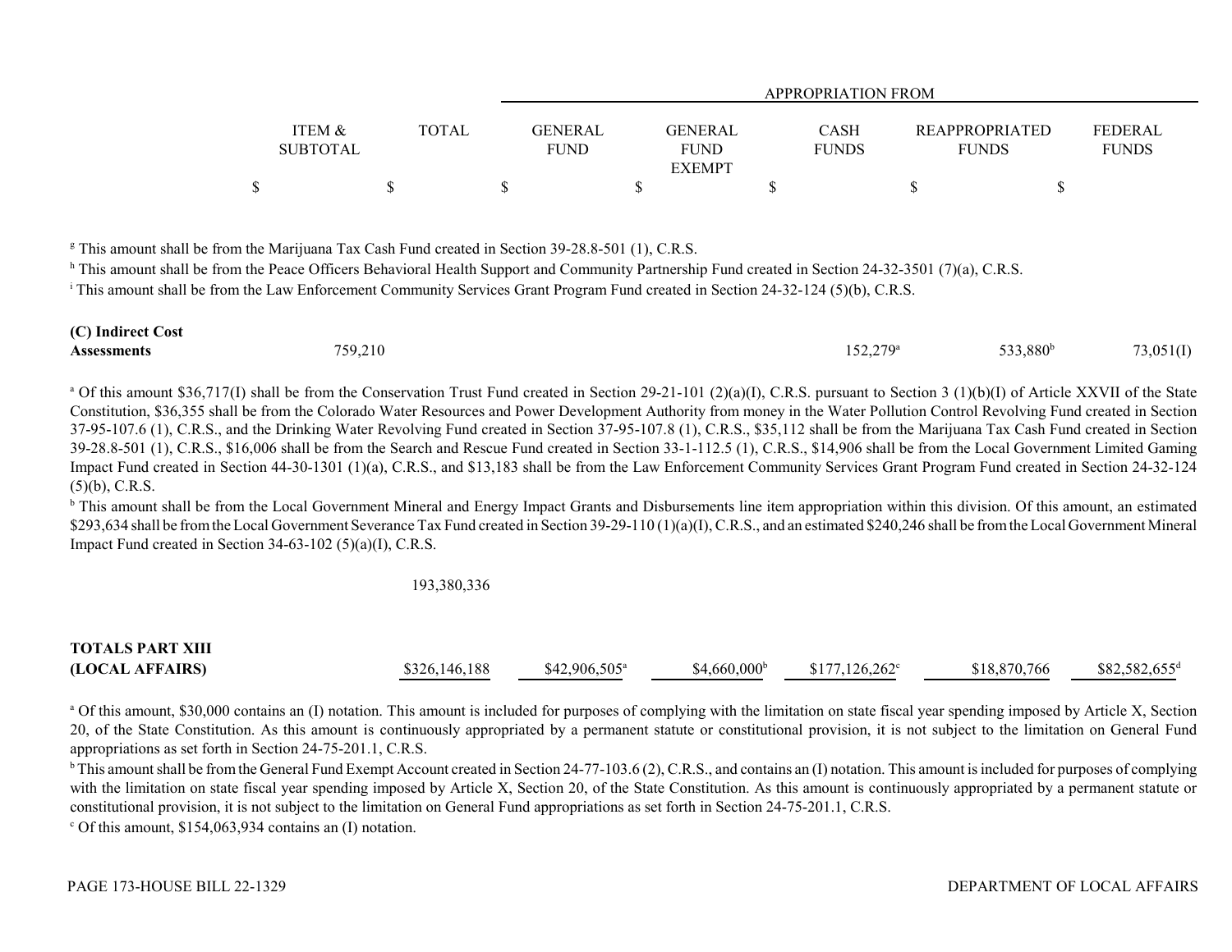| | ITEM & SUBTOTAL | TOTAL | GENERAL FUND | GENERAL FUND EXEMPT | CASH FUNDS | REAPPROPRIATED FUNDS | FEDERAL FUNDS |
|---|---|---|---|---|---|---|---|
| | | | APPROPRIATION FROM | | | | |
| | $ | $ | $ | $ | $ | $ | $ |

[g] This amount shall be from the Marijuana Tax Cash Fund created in Section 39-28.8-501 (1), C.R.S.

[h] This amount shall be from the Peace Officers Behavioral Health Support and Community Partnership Fund created in Section 24-32-3501 (7)(a), C.R.S.

[i] This amount shall be from the Law Enforcement Community Services Grant Program Fund created in Section 24-32-124 (5)(b), C.R.S.

| | ITEM & SUBTOTAL | TOTAL | GENERAL FUND | GENERAL FUND EXEMPT | CASH FUNDS | REAPPROPRIATED FUNDS | FEDERAL FUNDS |
|---|---|---|---|---|---|---|---|
| **(C) Indirect Cost Assessments** | 759,210 | | | | 152,279[a] | 533,880[b] | 73,051(I) |

[a] Of this amount $36,717(I) shall be from the Conservation Trust Fund created in Section 29-21-101 (2)(a)(I), C.R.S. pursuant to Section 3 (1)(b)(I) of Article XXVII of the State Constitution, $36,355 shall be from the Colorado Water Resources and Power Development Authority from money in the Water Pollution Control Revolving Fund created in Section 37-95-107.6 (1), C.R.S., and the Drinking Water Revolving Fund created in Section 37-95-107.8 (1), C.R.S., $35,112 shall be from the Marijuana Tax Cash Fund created in Section 39-28.8-501 (1), C.R.S., $16,006 shall be from the Search and Rescue Fund created in Section 33-1-112.5 (1), C.R.S., $14,906 shall be from the Local Government Limited Gaming Impact Fund created in Section 44-30-1301 (1)(a), C.R.S., and $13,183 shall be from the Law Enforcement Community Services Grant Program Fund created in Section 24-32-124 (5)(b), C.R.S.

[b] This amount shall be from the Local Government Mineral and Energy Impact Grants and Disbursements line item appropriation within this division. Of this amount, an estimated $293,634 shall be from the Local Government Severance Tax Fund created in Section 39-29-110 (1)(a)(I), C.R.S., and an estimated $240,246 shall be from the Local Government Mineral Impact Fund created in Section 34-63-102 (5)(a)(I), C.R.S.

| | ITEM & SUBTOTAL | TOTAL | GENERAL FUND | GENERAL FUND EXEMPT | CASH FUNDS | REAPPROPRIATED FUNDS | FEDERAL FUNDS |
|---|---|---|---|---|---|---|---|
| | | 193,380,336 | | | | | |
| **TOTALS PART XIII (LOCAL AFFAIRS)** | | $326,146,188 | $42,906,505[a] | $4,660,000[b] | $177,126,262[c] | $18,870,766 | $82,582,655[d] |

[a] Of this amount, $30,000 contains an (I) notation. This amount is included for purposes of complying with the limitation on state fiscal year spending imposed by Article X, Section 20, of the State Constitution. As this amount is continuously appropriated by a permanent statute or constitutional provision, it is not subject to the limitation on General Fund appropriations as set forth in Section 24-75-201.1, C.R.S.

[b] This amount shall be from the General Fund Exempt Account created in Section 24-77-103.6 (2), C.R.S., and contains an (I) notation. This amount is included for purposes of complying with the limitation on state fiscal year spending imposed by Article X, Section 20, of the State Constitution. As this amount is continuously appropriated by a permanent statute or constitutional provision, it is not subject to the limitation on General Fund appropriations as set forth in Section 24-75-201.1, C.R.S.

[c] Of this amount, $154,063,934 contains an (I) notation.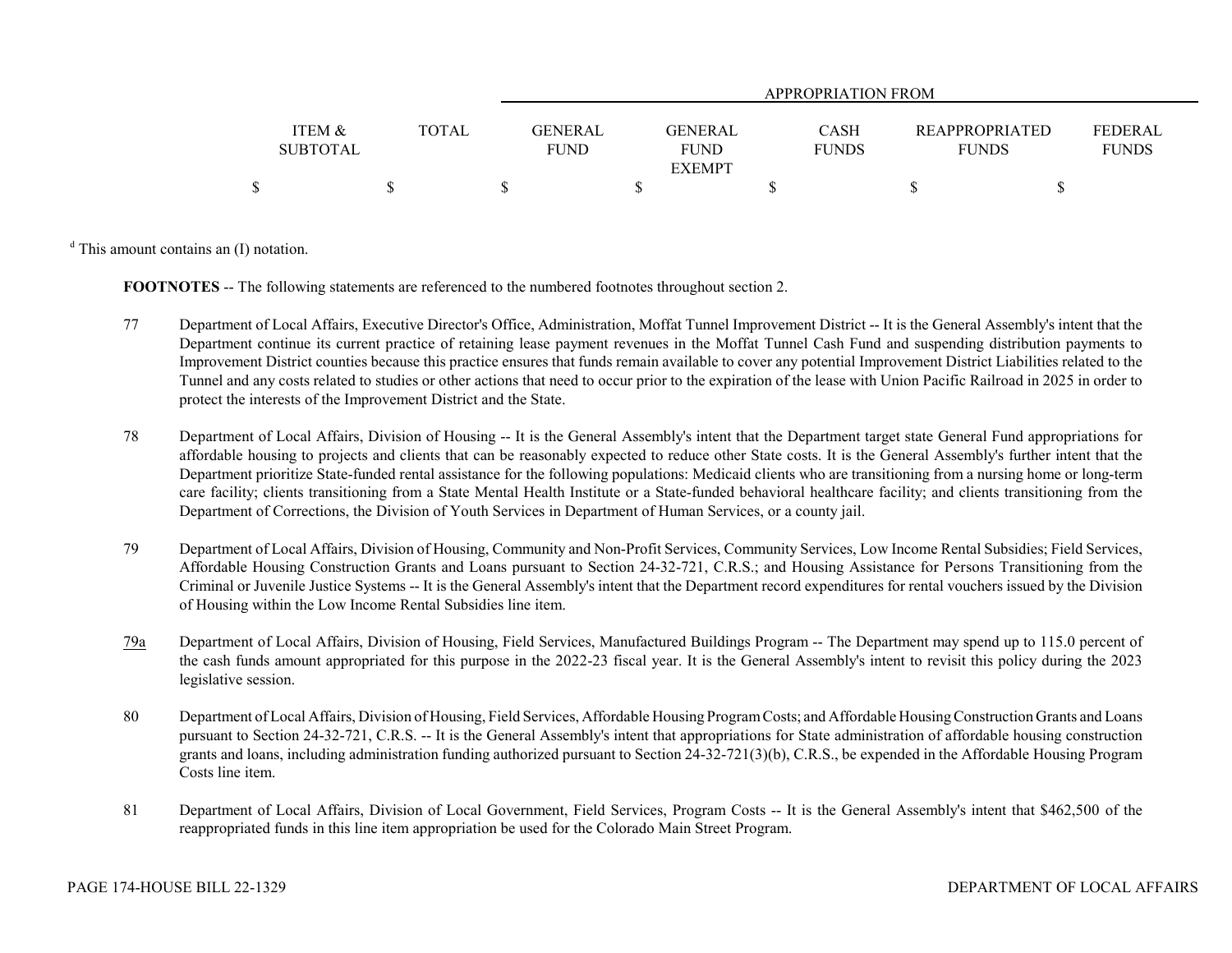| ITEM & SUBTOTAL | TOTAL | APPROPRIATION FROM GENERAL FUND | GENERAL FUND EXEMPT | CASH FUNDS | REAPPROPRIATED FUNDS | FEDERAL FUNDS |
|---|---|---|---|---|---|---|
| $ | $ | $ | $ | $ | $ | $ |

[d] This amount contains an (I) notation.

**FOOTNOTES** -- The following statements are referenced to the numbered footnotes throughout section 2.

77 Department of Local Affairs, Executive Director's Office, Administration, Moffat Tunnel Improvement District -- It is the General Assembly's intent that the Department continue its current practice of retaining lease payment revenues in the Moffat Tunnel Cash Fund and suspending distribution payments to Improvement District counties because this practice ensures that funds remain available to cover any potential Improvement District Liabilities related to the Tunnel and any costs related to studies or other actions that need to occur prior to the expiration of the lease with Union Pacific Railroad in 2025 in order to protect the interests of the Improvement District and the State.

78 Department of Local Affairs, Division of Housing -- It is the General Assembly's intent that the Department target state General Fund appropriations for affordable housing to projects and clients that can be reasonably expected to reduce other State costs. It is the General Assembly's further intent that the Department prioritize State-funded rental assistance for the following populations: Medicaid clients who are transitioning from a nursing home or long-term care facility; clients transitioning from a State Mental Health Institute or a State-funded behavioral healthcare facility; and clients transitioning from the Department of Corrections, the Division of Youth Services in Department of Human Services, or a county jail.

79 Department of Local Affairs, Division of Housing, Community and Non-Profit Services, Community Services, Low Income Rental Subsidies; Field Services, Affordable Housing Construction Grants and Loans pursuant to Section 24-32-721, C.R.S.; and Housing Assistance for Persons Transitioning from the Criminal or Juvenile Justice Systems -- It is the General Assembly's intent that the Department record expenditures for rental vouchers issued by the Division of Housing within the Low Income Rental Subsidies line item.

79a Department of Local Affairs, Division of Housing, Field Services, Manufactured Buildings Program -- The Department may spend up to 115.0 percent of the cash funds amount appropriated for this purpose in the 2022-23 fiscal year. It is the General Assembly's intent to revisit this policy during the 2023 legislative session.

80 Department of Local Affairs, Division of Housing, Field Services, Affordable Housing Program Costs; and Affordable Housing Construction Grants and Loans pursuant to Section 24-32-721, C.R.S. -- It is the General Assembly's intent that appropriations for State administration of affordable housing construction grants and loans, including administration funding authorized pursuant to Section 24-32-721(3)(b), C.R.S., be expended in the Affordable Housing Program Costs line item.

81 Department of Local Affairs, Division of Local Government, Field Services, Program Costs -- It is the General Assembly's intent that $462,500 of the reappropriated funds in this line item appropriation be used for the Colorado Main Street Program.